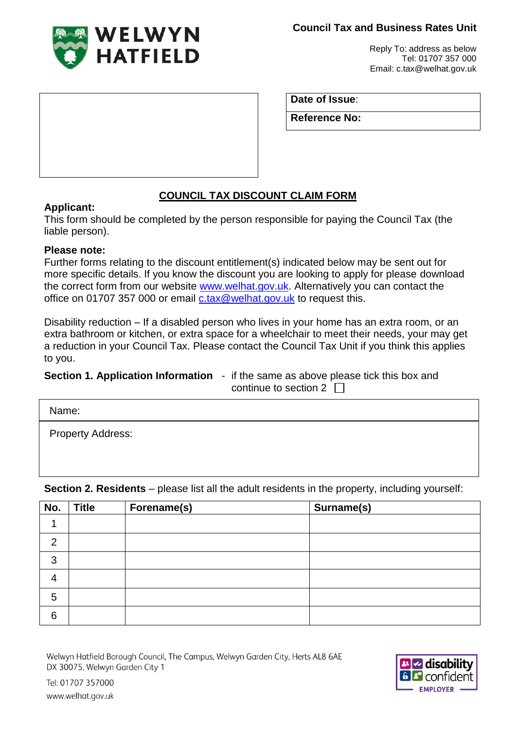WELWYN HATFIELD

**Council Tax and Business Rates Unit**

Reply To: address as below
Tel: 01707 357 000
Email: c.tax@welhat.gov.uk

| **Date of Issue**: |
|---|
| **Reference No:** |

# COUNCIL TAX DISCOUNT CLAIM FORM

**Applicant:**
This form should be completed by the person responsible for paying the Council Tax (the liable person).

**Please note:**
Further forms relating to the discount entitlement(s) indicated below may be sent out for more specific details. If you know the discount you are looking to apply for please download the correct form from our website www.welhat.gov.uk. Alternatively you can contact the office on 01707 357 000 or email c.tax@welhat.gov.uk to request this.

Disability reduction – If a disabled person who lives in your home has an extra room, or an extra bathroom or kitchen, or extra space for a wheelchair to meet their needs, your may get a reduction in your Council Tax. Please contact the Council Tax Unit if you think this applies to you.

**Section 1. Application Information** - if the same as above please tick this box and continue to section 2 ☐

| Name: |
|---|
| Property Address: |

**Section 2. Residents** – please list all the adult residents in the property, including yourself:

| No. | Title | Forename(s) | Surname(s) |
|---|---|---|---|
| 1 | | | |
| 2 | | | |
| 3 | | | |
| 4 | | | |
| 5 | | | |
| 6 | | | |

Welwyn Hatfield Borough Council, The Campus, Welwyn Garden City, Herts AL8 6AE
DX 30075, Welwyn Garden City 1

Tel: 01707 357000
www.welhat.gov.uk

disability confident EMPLOYER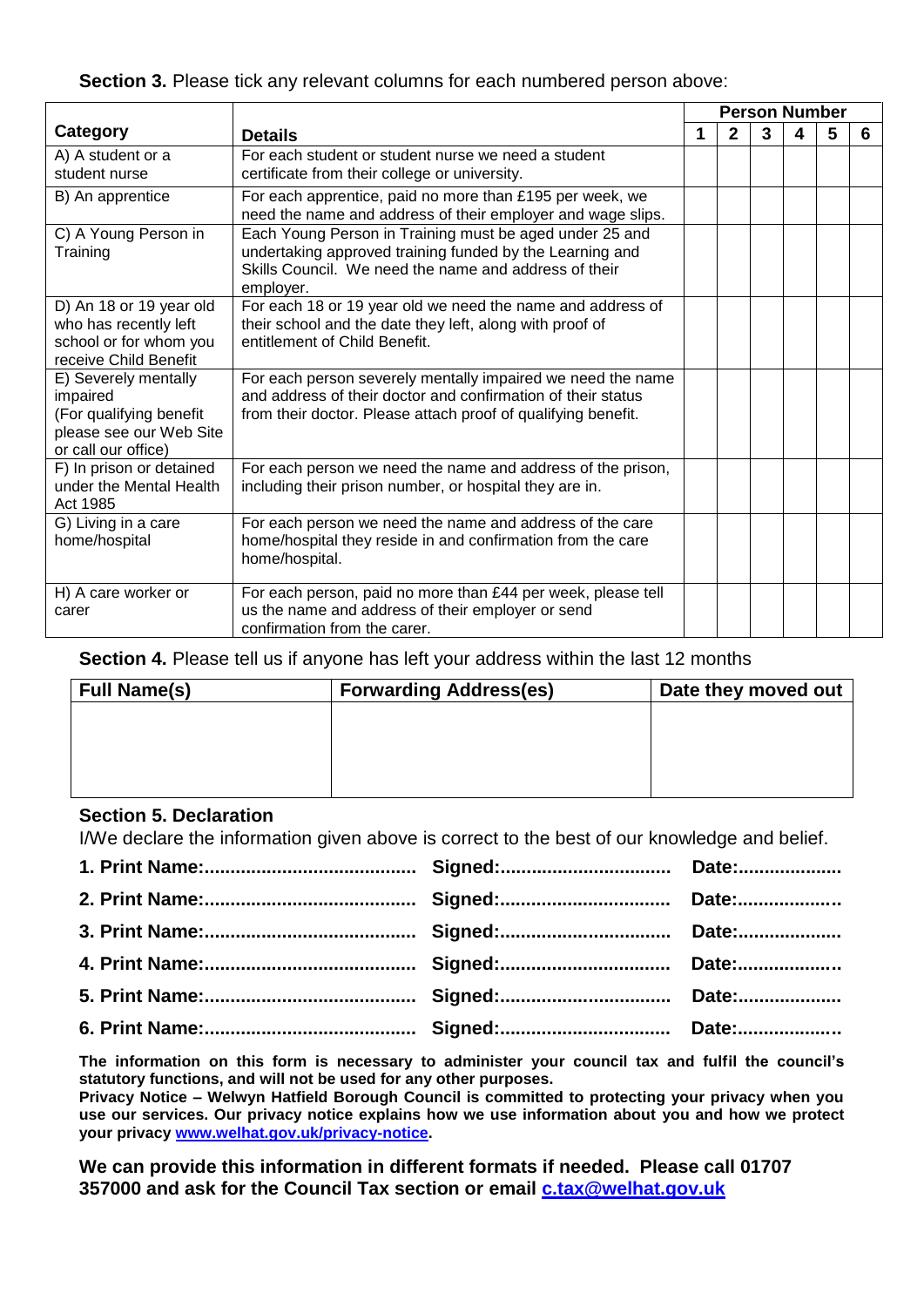**Section 3.** Please tick any relevant columns for each numbered person above:

| Category | Details | Person Number | | | | | |
|---|---|---|---|---|---|---|---|
| | | 1 | 2 | 3 | 4 | 5 | 6 |
| A) A student or a student nurse | For each student or student nurse we need a student certificate from their college or university. | | | | | | |
| B) An apprentice | For each apprentice, paid no more than £195 per week, we need the name and address of their employer and wage slips. | | | | | | |
| C) A Young Person in Training | Each Young Person in Training must be aged under 25 and undertaking approved training funded by the Learning and Skills Council. We need the name and address of their employer. | | | | | | |
| D) An 18 or 19 year old who has recently left school or for whom you receive Child Benefit | For each 18 or 19 year old we need the name and address of their school and the date they left, along with proof of entitlement of Child Benefit. | | | | | | |
| E) Severely mentally impaired (For qualifying benefit please see our Web Site or call our office) | For each person severely mentally impaired we need the name and address of their doctor and confirmation of their status from their doctor. Please attach proof of qualifying benefit. | | | | | | |
| F) In prison or detained under the Mental Health Act 1985 | For each person we need the name and address of the prison, including their prison number, or hospital they are in. | | | | | | |
| G) Living in a care home/hospital | For each person we need the name and address of the care home/hospital they reside in and confirmation from the care home/hospital. | | | | | | |
| H) A care worker or carer | For each person, paid no more than £44 per week, please tell us the name and address of their employer or send confirmation from the carer. | | | | | | |

**Section 4.** Please tell us if anyone has left your address within the last 12 months

| Full Name(s) | Forwarding Address(es) | Date they moved out |
|---|---|---|
| | | |

### Section 5. Declaration

I/We declare the information given above is correct to the best of our knowledge and belief.

**1. Print Name:........................................ Signed:................................ Date:....................**

**2. Print Name:........................................ Signed:................................ Date:....................**

**3. Print Name:........................................ Signed:................................ Date:....................**

**4. Print Name:........................................ Signed:................................ Date:....................**

**5. Print Name:........................................ Signed:................................ Date:....................**

**6. Print Name:........................................ Signed:................................ Date:....................**

**The information on this form is necessary to administer your council tax and fulfil the council's statutory functions, and will not be used for any other purposes.**

**Privacy Notice – Welwyn Hatfield Borough Council is committed to protecting your privacy when you use our services. Our privacy notice explains how we use information about you and how we protect your privacy [www.welhat.gov.uk/privacy-notice](http://www.welhat.gov.uk/privacy-notice).**

**We can provide this information in different formats if needed. Please call 01707 357000 and ask for the Council Tax section or email [c.tax@welhat.gov.uk](mailto:c.tax@welhat.gov.uk)**